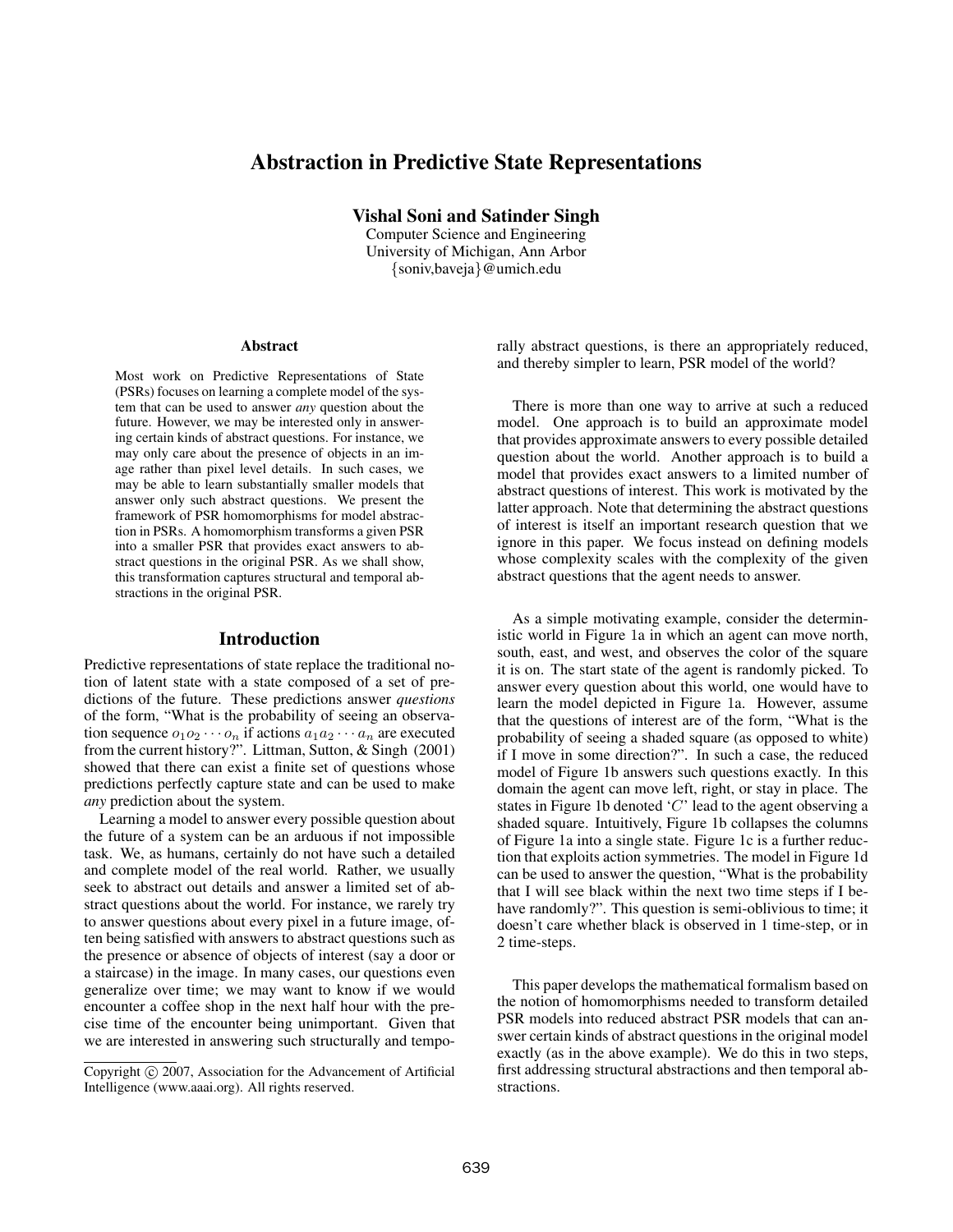# Abstraction in Predictive State Representations

**Vishal Soni and Satinder Singh**
Computer Science and Engineering
University of Michigan, Ann Arbor
{soniv,baveja}@umich.edu

## Abstract

Most work on Predictive Representations of State (PSRs) focuses on learning a complete model of the system that can be used to answer *any* question about the future. However, we may be interested only in answering certain kinds of abstract questions. For instance, we may only care about the presence of objects in an image rather than pixel level details. In such cases, we may be able to learn substantially smaller models that answer only such abstract questions. We present the framework of PSR homomorphisms for model abstraction in PSRs. A homomorphism transforms a given PSR into a smaller PSR that provides exact answers to abstract questions in the original PSR. As we shall show, this transformation captures structural and temporal abstractions in the original PSR.

## Introduction

Predictive representations of state replace the traditional notion of latent state with a state composed of a set of predictions of the future. These predictions answer *questions* of the form, "What is the probability of seeing an observation sequence $o_1 o_2 \cdots o_n$ if actions $a_1 a_2 \cdots a_n$ are executed from the current history?". Littman, Sutton, & Singh (2001) showed that there can exist a finite set of questions whose predictions perfectly capture state and can be used to make *any* prediction about the system.

Learning a model to answer every possible question about the future of a system can be an arduous if not impossible task. We, as humans, certainly do not have such a detailed and complete model of the real world. Rather, we usually seek to abstract out details and answer a limited set of abstract questions about the world. For instance, we rarely try to answer questions about every pixel in a future image, often being satisfied with answers to abstract questions such as the presence or absence of objects of interest (say a door or a staircase) in the image. In many cases, our questions even generalize over time; we may want to know if we would encounter a coffee shop in the next half hour with the precise time of the encounter being unimportant. Given that we are interested in answering such structurally and temporally abstract questions, is there an appropriately reduced, and thereby simpler to learn, PSR model of the world?

There is more than one way to arrive at such a reduced model. One approach is to build an approximate model that provides approximate answers to every possible detailed question about the world. Another approach is to build a model that provides exact answers to a limited number of abstract questions of interest. This work is motivated by the latter approach. Note that determining the abstract questions of interest is itself an important research question that we ignore in this paper. We focus instead on defining models whose complexity scales with the complexity of the given abstract questions that the agent needs to answer.

As a simple motivating example, consider the deterministic world in Figure 1a in which an agent can move north, south, east, and west, and observes the color of the square it is on. The start state of the agent is randomly picked. To answer every question about this world, one would have to learn the model depicted in Figure 1a. However, assume that the questions of interest are of the form, "What is the probability of seeing a shaded square (as opposed to white) if I move in some direction?". In such a case, the reduced model of Figure 1b answers such questions exactly. In this domain the agent can move left, right, or stay in place. The states in Figure 1b denoted '$C$' lead to the agent observing a shaded square. Intuitively, Figure 1b collapses the columns of Figure 1a into a single state. Figure 1c is a further reduction that exploits action symmetries. The model in Figure 1d can be used to answer the question, "What is the probability that I will see black within the next two time steps if I behave randomly?". This question is semi-oblivious to time; it doesn't care whether black is observed in 1 time-step, or in 2 time-steps.

This paper develops the mathematical formalism based on the notion of homomorphisms needed to transform detailed PSR models into reduced abstract PSR models that can answer certain kinds of abstract questions in the original model exactly (as in the above example). We do this in two steps, first addressing structural abstractions and then temporal abstractions.

Copyright © 2007, Association for the Advancement of Artificial Intelligence (www.aaai.org). All rights reserved.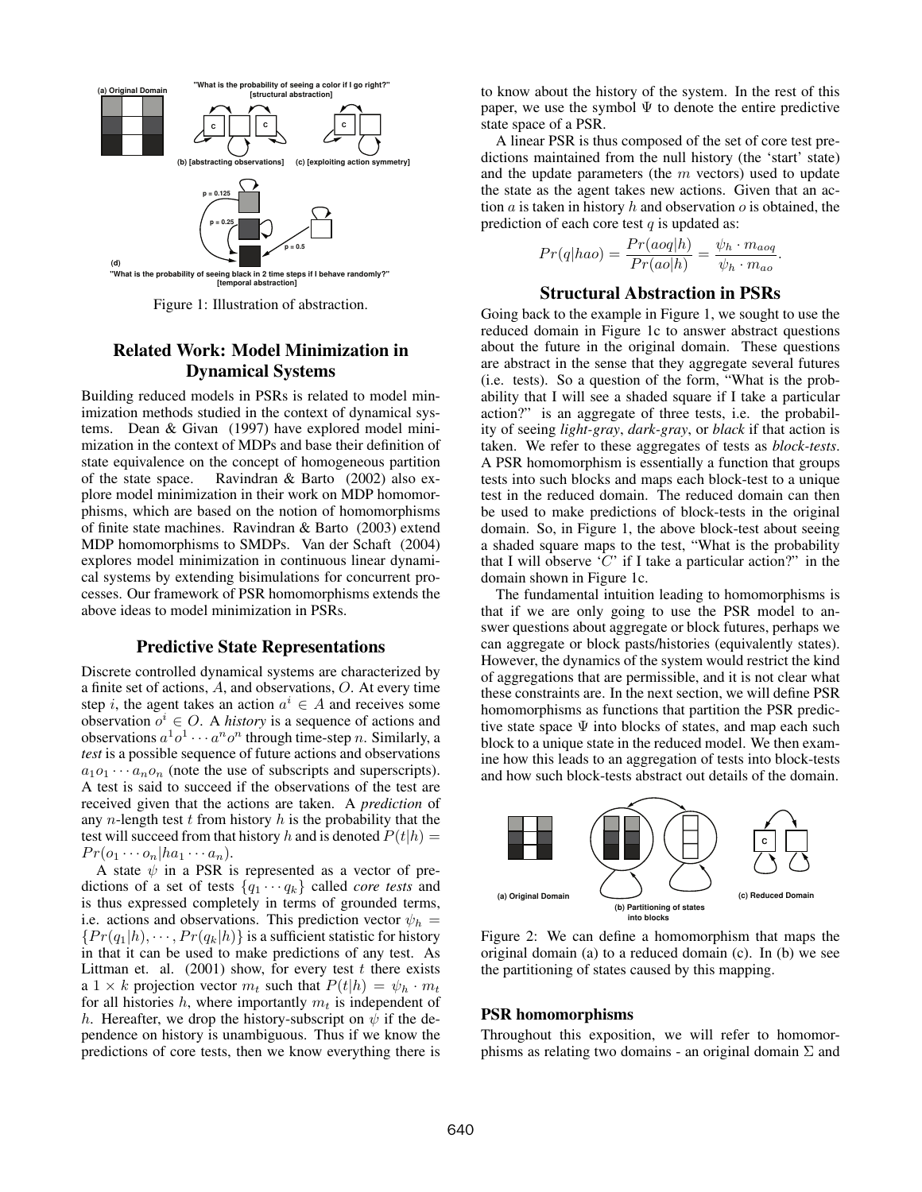Figure 1: Illustration of abstraction.

## Related Work: Model Minimization in Dynamical Systems

Building reduced models in PSRs is related to model minimization methods studied in the context of dynamical systems. Dean & Givan (1997) have explored model minimization in the context of MDPs and base their definition of state equivalence on the concept of homogeneous partition of the state space. Ravindran & Barto (2002) also explore model minimization in their work on MDP homomorphisms, which are based on the notion of homomorphisms of finite state machines. Ravindran & Barto (2003) extend MDP homomorphisms to SMDPs. Van der Schaft (2004) explores model minimization in continuous linear dynamical systems by extending bisimulations for concurrent processes. Our framework of PSR homomorphisms extends the above ideas to model minimization in PSRs.

## Predictive State Representations

Discrete controlled dynamical systems are characterized by a finite set of actions, $A$, and observations, $O$. At every time step $i$, the agent takes an action $a^i \in A$ and receives some observation $o^i \in O$. A *history* is a sequence of actions and observations $a^1o^1 \cdots a^n o^n$ through time-step $n$. Similarly, a *test* is a possible sequence of future actions and observations $a_1 o_1 \cdots a_n o_n$ (note the use of subscripts and superscripts). A test is said to succeed if the observations of the test are received given that the actions are taken. A *prediction* of any $n$-length test $t$ from history $h$ is the probability that the test will succeed from that history $h$ and is denoted $P(t|h) = Pr(o_1 \cdots o_n | h a_1 \cdots a_n)$.

A state $\psi$ in a PSR is represented as a vector of predictions of a set of tests $\{q_1 \cdots q_k\}$ called *core tests* and is thus expressed completely in terms of grounded terms, i.e. actions and observations. This prediction vector $\psi_h = \{Pr(q_1|h), \cdots, Pr(q_k|h)\}$ is a sufficient statistic for history in that it can be used to make predictions of any test. As Littman et. al. (2001) show, for every test $t$ there exists a $1 \times k$ projection vector $m_t$ such that $P(t|h) = \psi_h \cdot m_t$ for all histories $h$, where importantly $m_t$ is independent of $h$. Hereafter, we drop the history-subscript on $\psi$ if the dependence on history is unambiguous. Thus if we know the predictions of core tests, then we know everything there is to know about the history of the system. In the rest of this paper, we use the symbol $\Psi$ to denote the entire predictive state space of a PSR.

A linear PSR is thus composed of the set of core test predictions maintained from the null history (the 'start' state) and the update parameters (the $m$ vectors) used to update the state as the agent takes new actions. Given that an action $a$ is taken in history $h$ and observation $o$ is obtained, the prediction of each core test $q$ is updated as:

$$Pr(q|hao) = \frac{Pr(aoq|h)}{Pr(ao|h)} = \frac{\psi_h \cdot m_{aoq}}{\psi_h \cdot m_{ao}}.$$

## Structural Abstraction in PSRs

Going back to the example in Figure 1, we sought to use the reduced domain in Figure 1c to answer abstract questions about the future in the original domain. These questions are abstract in the sense that they aggregate several futures (i.e. tests). So a question of the form, "What is the probability that I will see a shaded square if I take a particular action?" is an aggregate of three tests, i.e. the probability of seeing *light-gray*, *dark-gray*, or *black* if that action is taken. We refer to these aggregates of tests as *block-tests*. A PSR homomorphism is essentially a function that groups tests into such blocks and maps each block-test to a unique test in the reduced domain. The reduced domain can then be used to make predictions of block-tests in the original domain. So, in Figure 1, the above block-test about seeing a shaded square maps to the test, "What is the probability that I will observe '$C$' if I take a particular action?" in the domain shown in Figure 1c.

The fundamental intuition leading to homomorphisms is that if we are only going to use the PSR model to answer questions about aggregate or block futures, perhaps we can aggregate or block pasts/histories (equivalently states). However, the dynamics of the system would restrict the kind of aggregations that are permissible, and it is not clear what these constraints are. In the next section, we will define PSR homomorphisms as functions that partition the PSR predictive state space $\Psi$ into blocks of states, and map each such block to a unique state in the reduced model. We then examine how this leads to an aggregation of tests into block-tests and how such block-tests abstract out details of the domain.

Figure 2: We can define a homomorphism that maps the original domain (a) to a reduced domain (c). In (b) we see the partitioning of states caused by this mapping.

### PSR homomorphisms

Throughout this exposition, we will refer to homomorphisms as relating two domains - an original domain $\Sigma$ and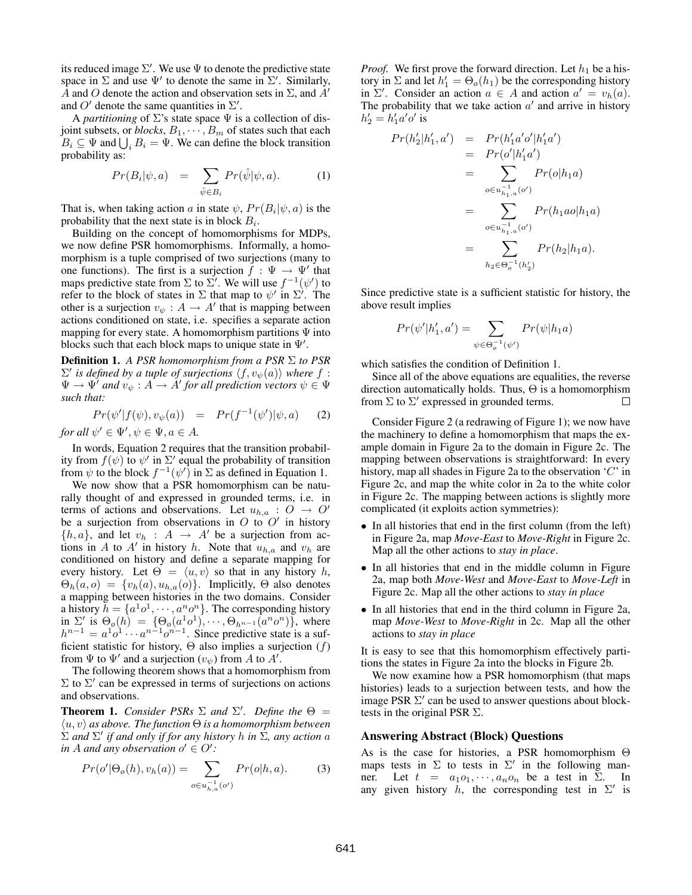its reduced image $\Sigma'$. We use $\Psi$ to denote the predictive state space in $\Sigma$ and use $\Psi'$ to denote the same in $\Sigma'$. Similarly, $A$ and $O$ denote the action and observation sets in $\Sigma$, and $A'$ and $O'$ denote the same quantities in $\Sigma'$.

A *partitioning* of $\Sigma$'s state space $\Psi$ is a collection of disjoint subsets, or *blocks*, $B_1, \cdots, B_m$ of states such that each $B_i \subseteq \Psi$ and $\bigcup_i B_i = \Psi$. We can define the block transition probability as:

$$Pr(B_i|\psi, a) \quad = \quad \sum_{\hat{\psi} \in B_i} Pr(\hat{\psi}|\psi, a). \tag{1}$$

That is, when taking action $a$ in state $\psi$, $Pr(B_i|\psi, a)$ is the probability that the next state is in block $B_i$.

Building on the concept of homomorphisms for MDPs, we now define PSR homomorphisms. Informally, a homomorphism is a tuple comprised of two surjections (many to one functions). The first is a surjection $f : \Psi \rightarrow \Psi'$ that maps predictive state from $\Sigma$ to $\Sigma'$. We will use $f^{-1}(\psi')$ to refer to the block of states in $\Sigma$ that map to $\psi'$ in $\Sigma'$. The other is a surjection $v_\psi : A \rightarrow A'$ that is mapping between actions conditioned on state, i.e. specifies a separate action mapping for every state. A homomorphism partitions $\Psi$ into blocks such that each block maps to unique state in $\Psi'$.

**Definition 1.** *A PSR homomorphism from a PSR $\Sigma$ to PSR $\Sigma'$ is defined by a tuple of surjections $\langle f, v_\psi(a) \rangle$ where $f : \Psi \rightarrow \Psi'$ and $v_\psi : A \rightarrow A'$ for all prediction vectors $\psi \in \Psi$ such that:*

$$Pr(\psi'|f(\psi), v_\psi(a)) \quad = \quad Pr(f^{-1}(\psi')|\psi, a) \tag{2}$$

*for all $\psi' \in \Psi', \psi \in \Psi, a \in A$.*

In words, Equation 2 requires that the transition probability from $f(\psi)$ to $\psi'$ in $\Sigma'$ equal the probability of transition from $\psi$ to the block $f^{-1}(\psi')$ in $\Sigma$ as defined in Equation 1.

We now show that a PSR homomorphism can be naturally thought of and expressed in grounded terms, i.e. in terms of actions and observations. Let $u_{h,a} : O \rightarrow O'$ be a surjection from observations in $O$ to $O'$ in history $\{h, a\}$, and let $v_h : A \rightarrow A'$ be a surjection from actions in $A$ to $A'$ in history $h$. Note that $u_{h,a}$ and $v_h$ are conditioned on history and define a separate mapping for every history. Let $\Theta = \langle u, v \rangle$ so that in any history $h$, $\Theta_h(a, o) = \{v_h(a), u_{h,a}(o)\}$. Implicitly, $\Theta$ also denotes a mapping between histories in the two domains. Consider a history $h = \{a^1 o^1, \cdots, a^n o^n\}$. The corresponding history in $\Sigma'$ is $\Theta_\emptyset(h) = \{\Theta_\emptyset(a^1 o^1), \cdots, \Theta_{h^{n-1}}(a^n o^n)\}$, where $h^{n-1} = a^1 o^1 \cdots a^{n-1} o^{n-1}$. Since predictive state is a sufficient statistic for history, $\Theta$ also implies a surjection ($f$) from $\Psi$ to $\Psi'$ and a surjection ($v_\psi$) from $A$ to $A'$.

The following theorem shows that a homomorphism from $\Sigma$ to $\Sigma'$ can be expressed in terms of surjections on actions and observations.

**Theorem 1.** *Consider PSRs $\Sigma$ and $\Sigma'$. Define the $\Theta = \langle u, v \rangle$ as above. The function $\Theta$ is a homomorphism between $\Sigma$ and $\Sigma'$ if and only if for any history $h$ in $\Sigma$, any action $a$ in $A$ and any observation $o' \in O'$:*

$$Pr(o'|\Theta_\emptyset(h), v_h(a)) = \sum_{o \in u_{h,a}^{-1}(o')} Pr(o|h, a). \tag{3}$$

*Proof.* We first prove the forward direction. Let $h_1$ be a history in $\Sigma$ and let $h_1' = \Theta_\emptyset(h_1)$ be the corresponding history in $\Sigma'$. Consider an action $a \in A$ and action $a' = v_h(a)$. The probability that we take action $a'$ and arrive in history $h_2' = h_1' a' o'$ is

$$\begin{aligned}
Pr(h_2'|h_1', a') &= Pr(h_1' a' o'|h_1' a') \\
&= Pr(o'|h_1' a') \\
&= \sum_{o \in u_{h_1,a}^{-1}(o')} Pr(o|h_1 a) \\
&= \sum_{o \in u_{h_1,a}^{-1}(o')} Pr(h_1 a o|h_1 a) \\
&= \sum_{h_2 \in \Theta_\emptyset^{-1}(h_2')} Pr(h_2|h_1 a).
\end{aligned}$$

Since predictive state is a sufficient statistic for history, the above result implies

$$Pr(\psi'|h_1', a') = \sum_{\psi \in \Theta_\emptyset^{-1}(\psi')} Pr(\psi|h_1 a)$$

which satisfies the condition of Definition 1.

Since all of the above equations are equalities, the reverse direction automatically holds. Thus, $\Theta$ is a homomorphism from $\Sigma$ to $\Sigma'$ expressed in grounded terms. $\square$

Consider Figure 2 (a redrawing of Figure 1); we now have the machinery to define a homomorphism that maps the example domain in Figure 2a to the domain in Figure 2c. The mapping between observations is straightforward: In every history, map all shades in Figure 2a to the observation '$C$' in Figure 2c, and map the white color in 2a to the white color in Figure 2c. The mapping between actions is slightly more complicated (it exploits action symmetries):

- In all histories that end in the first column (from the left) in Figure 2a, map *Move-East* to *Move-Right* in Figure 2c. Map all the other actions to *stay in place*.
- In all histories that end in the middle column in Figure 2a, map both *Move-West* and *Move-East* to *Move-Left* in Figure 2c. Map all the other actions to *stay in place*
- In all histories that end in the third column in Figure 2a, map *Move-West* to *Move-Right* in 2c. Map all the other actions to *stay in place*

It is easy to see that this homomorphism effectively partitions the states in Figure 2a into the blocks in Figure 2b.

We now examine how a PSR homomorphism (that maps histories) leads to a surjection between tests, and how the image PSR $\Sigma'$ can be used to answer questions about block-tests in the original PSR $\Sigma$.

## Answering Abstract (Block) Questions

As is the case for histories, a PSR homomorphism $\Theta$ maps tests in $\Sigma$ to tests in $\Sigma'$ in the following manner. Let $t = a_1 o_1, \cdots, a_n o_n$ be a test in $\Sigma$. In any given history $h$, the corresponding test in $\Sigma'$ is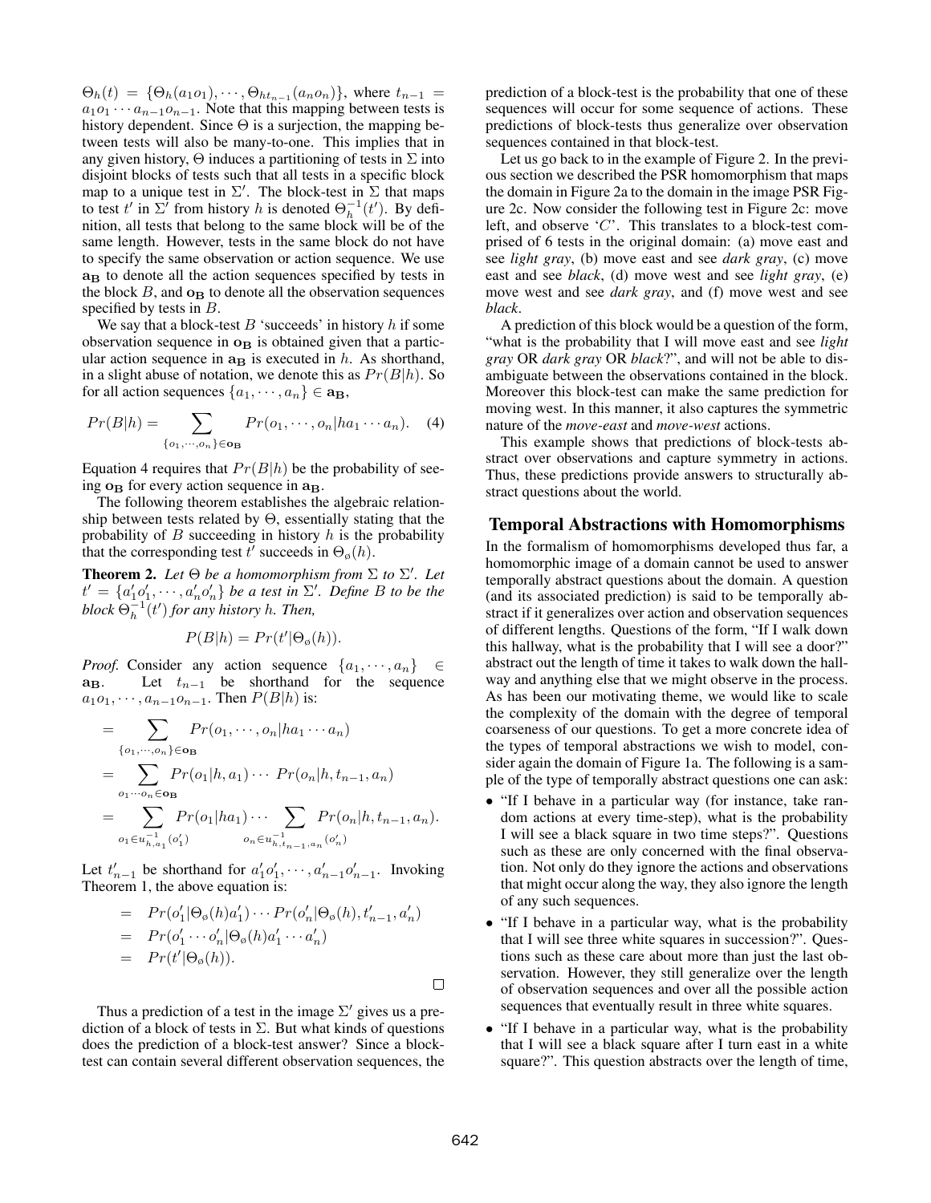$\Theta_h(t) = \{\Theta_h(a_1o_1), \cdots, \Theta_{ht_{n-1}}(a_no_n)\}$, where $t_{n-1} = a_1o_1 \cdots a_{n-1}o_{n-1}$. Note that this mapping between tests is history dependent. Since $\Theta$ is a surjection, the mapping between tests will also be many-to-one. This implies that in any given history, $\Theta$ induces a partitioning of tests in $\Sigma$ into disjoint blocks of tests such that all tests in a specific block map to a unique test in $\Sigma'$. The block-test in $\Sigma$ that maps to test $t'$ in $\Sigma'$ from history $h$ is denoted $\Theta_h^{-1}(t')$. By definition, all tests that belong to the same block will be of the same length. However, tests in the same block do not have to specify the same observation or action sequence. We use $\mathbf{a_B}$ to denote all the action sequences specified by tests in the block $B$, and $\mathbf{o_B}$ to denote all the observation sequences specified by tests in $B$.

We say that a block-test $B$ 'succeeds' in history $h$ if some observation sequence in $\mathbf{o_B}$ is obtained given that a particular action sequence in $\mathbf{a_B}$ is executed in $h$. As shorthand, in a slight abuse of notation, we denote this as $Pr(B|h)$. So for all action sequences $\{a_1, \cdots, a_n\} \in \mathbf{a_B}$,

$$Pr(B|h) = \sum_{\{o_1, \cdots, o_n\} \in \mathbf{o_B}} Pr(o_1, \cdots, o_n | ha_1 \cdots a_n). \quad (4)$$

Equation 4 requires that $Pr(B|h)$ be the probability of seeing $\mathbf{o_B}$ for every action sequence in $\mathbf{a_B}$.

The following theorem establishes the algebraic relationship between tests related by $\Theta$, essentially stating that the probability of $B$ succeeding in history $h$ is the probability that the corresponding test $t'$ succeeds in $\Theta_\varnothing(h)$.

**Theorem 2.** *Let $\Theta$ be a homomorphism from $\Sigma$ to $\Sigma'$. Let $t' = \{a'_1o'_1, \cdots, a'_no'_n\}$ be a test in $\Sigma'$. Define $B$ to be the block $\Theta_h^{-1}(t')$ for any history $h$. Then,*

$$P(B|h) = Pr(t'|\Theta_\varnothing(h)).$$

*Proof.* Consider any action sequence $\{a_1, \cdots, a_n\} \in \mathbf{a_B}$. Let $t_{n-1}$ be shorthand for the sequence $a_1o_1, \cdots, a_{n-1}o_{n-1}$. Then $P(B|h)$ is:

$$\begin{aligned}
&= \sum_{\{o_1, \cdots, o_n\} \in \mathbf{o_B}} Pr(o_1, \cdots, o_n | ha_1 \cdots a_n) \\
&= \sum_{o_1 \cdots o_n \in \mathbf{o_B}} Pr(o_1 | h, a_1) \cdots Pr(o_n | h, t_{n-1}, a_n) \\
&= \sum_{o_1 \in u^{-1}_{h,a_1}(o'_1)} Pr(o_1 | ha_1) \cdots \sum_{o_n \in u^{-1}_{h,t_{n-1},a_n}(o'_n)} Pr(o_n | h, t_{n-1}, a_n).
\end{aligned}$$

Let $t'_{n-1}$ be shorthand for $a'_1o'_1, \cdots, a'_{n-1}o'_{n-1}$. Invoking Theorem 1, the above equation is:

$$\begin{aligned}
&= Pr(o'_1 | \Theta_\varnothing(h)a'_1) \cdots Pr(o'_n | \Theta_\varnothing(h), t'_{n-1}, a'_n) \\
&= Pr(o'_1 \cdots o'_n | \Theta_\varnothing(h)a'_1 \cdots a'_n) \\
&= Pr(t' | \Theta_\varnothing(h)).
\end{aligned}$$

□

Thus a prediction of a test in the image $\Sigma'$ gives us a prediction of a block of tests in $\Sigma$. But what kinds of questions does the prediction of a block-test answer? Since a block-test can contain several different observation sequences, the prediction of a block-test is the probability that one of these sequences will occur for some sequence of actions. These predictions of block-tests thus generalize over observation sequences contained in that block-test.

Let us go back to in the example of Figure 2. In the previous section we described the PSR homomorphism that maps the domain in Figure 2a to the domain in the image PSR Figure 2c. Now consider the following test in Figure 2c: move left, and observe '$C$'. This translates to a block-test comprised of 6 tests in the original domain: (a) move east and see *light gray*, (b) move east and see *dark gray*, (c) move east and see *black*, (d) move west and see *light gray*, (e) move west and see *dark gray*, and (f) move west and see *black*.

A prediction of this block would be a question of the form, "what is the probability that I will move east and see *light gray* OR *dark gray* OR *black*?", and will not be able to disambiguate between the observations contained in the block. Moreover this block-test can make the same prediction for moving west. In this manner, it also captures the symmetric nature of the *move-east* and *move-west* actions.

This example shows that predictions of block-tests abstract over observations and capture symmetry in actions. Thus, these predictions provide answers to structurally abstract questions about the world.

## Temporal Abstractions with Homomorphisms

In the formalism of homomorphisms developed thus far, a homomorphic image of a domain cannot be used to answer temporally abstract questions about the domain. A question (and its associated prediction) is said to be temporally abstract if it generalizes over action and observation sequences of different lengths. Questions of the form, "If I walk down this hallway, what is the probability that I will see a door?" abstract out the length of time it takes to walk down the hallway and anything else that we might observe in the process. As has been our motivating theme, we would like to scale the complexity of the domain with the degree of temporal coarseness of our questions. To get a more concrete idea of the types of temporal abstractions we wish to model, consider again the domain of Figure 1a. The following is a sample of the type of temporally abstract questions one can ask:

- "If I behave in a particular way (for instance, take random actions at every time-step), what is the probability I will see a black square in two time steps?". Questions such as these are only concerned with the final observation. Not only do they ignore the actions and observations that might occur along the way, they also ignore the length of any such sequences.
- "If I behave in a particular way, what is the probability that I will see three white squares in succession?". Questions such as these care about more than just the last observation. However, they still generalize over the length of observation sequences and over all the possible action sequences that eventually result in three white squares.
- "If I behave in a particular way, what is the probability that I will see a black square after I turn east in a white square?". This question abstracts over the length of time,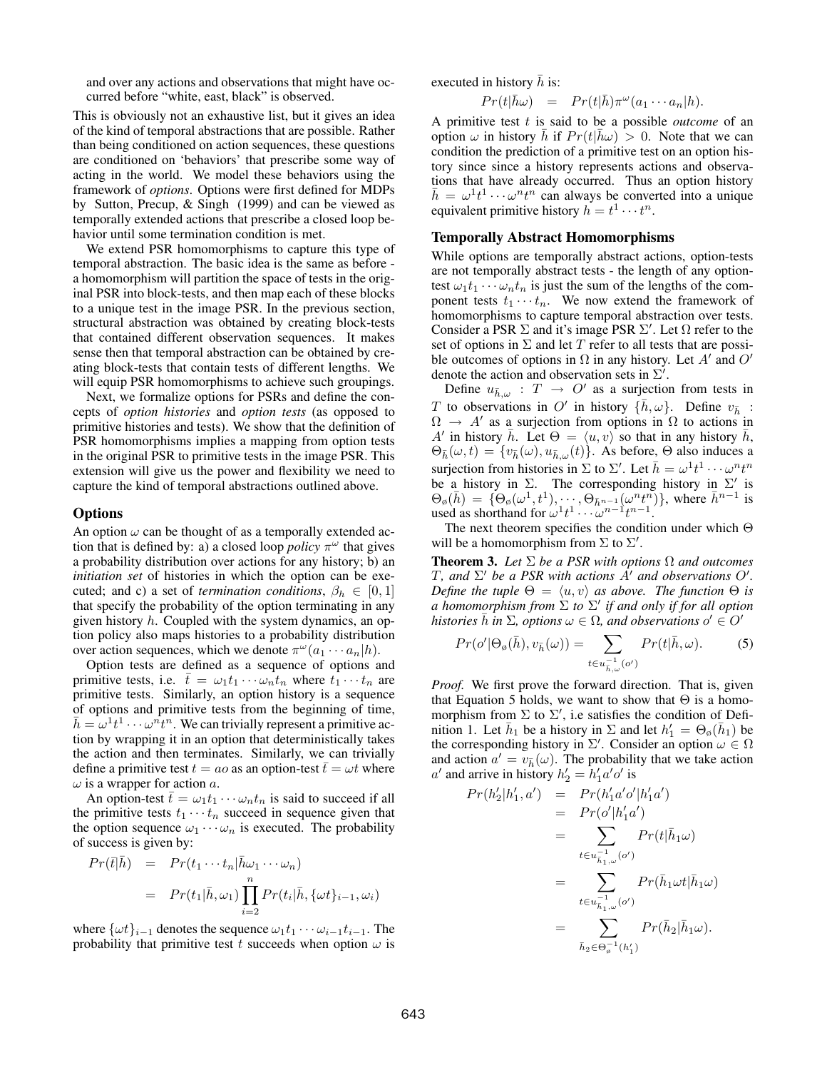and over any actions and observations that might have occurred before "white, east, black" is observed.

This is obviously not an exhaustive list, but it gives an idea of the kind of temporal abstractions that are possible. Rather than being conditioned on action sequences, these questions are conditioned on 'behaviors' that prescribe some way of acting in the world. We model these behaviors using the framework of *options*. Options were first defined for MDPs by Sutton, Precup, & Singh (1999) and can be viewed as temporally extended actions that prescribe a closed loop behavior until some termination condition is met.

We extend PSR homomorphisms to capture this type of temporal abstraction. The basic idea is the same as before - a homomorphism will partition the space of tests in the original PSR into block-tests, and then map each of these blocks to a unique test in the image PSR. In the previous section, structural abstraction was obtained by creating block-tests that contained different observation sequences. It makes sense then that temporal abstraction can be obtained by creating block-tests that contain tests of different lengths. We will equip PSR homomorphisms to achieve such groupings.

Next, we formalize options for PSRs and define the concepts of *option histories* and *option tests* (as opposed to primitive histories and tests). We show that the definition of PSR homomorphisms implies a mapping from option tests in the original PSR to primitive tests in the image PSR. This extension will give us the power and flexibility we need to capture the kind of temporal abstractions outlined above.

## Options

An option $\omega$ can be thought of as a temporally extended action that is defined by: a) a closed loop *policy* $\pi^\omega$ that gives a probability distribution over actions for any history; b) an *initiation set* of histories in which the option can be executed; and c) a set of *termination conditions*, $\beta_h \in [0, 1]$ that specify the probability of the option terminating in any given history $h$. Coupled with the system dynamics, an option policy also maps histories to a probability distribution over action sequences, which we denote $\pi^\omega(a_1 \cdots a_n|h)$.

Option tests are defined as a sequence of options and primitive tests, i.e. $\bar{t} = \omega_1 t_1 \cdots \omega_n t_n$ where $t_1 \cdots t_n$ are primitive tests. Similarly, an option history is a sequence of options and primitive tests from the beginning of time, $\bar{h} = \omega^1 t^1 \cdots \omega^n t^n$. We can trivially represent a primitive action by wrapping it in an option that deterministically takes the action and then terminates. Similarly, we can trivially define a primitive test $t = ao$ as an option-test $\bar{t} = \omega t$ where $\omega$ is a wrapper for action $a$.

An option-test $\bar{t} = \omega_1 t_1 \cdots \omega_n t_n$ is said to succeed if all the primitive tests $t_1 \cdots t_n$ succeed in sequence given that the option sequence $\omega_1 \cdots \omega_n$ is executed. The probability of success is given by:

$$
\begin{aligned}
Pr(\bar{t}|\bar{h}) &= Pr(t_1 \cdots t_n|\bar{h}\omega_1 \cdots \omega_n) \\
&= Pr(t_1|\bar{h}, \omega_1) \prod_{i=2}^{n} Pr(t_i|\bar{h}, \{\omega t\}_{i-1}, \omega_i)
\end{aligned}
$$

where $\{\omega t\}_{i-1}$ denotes the sequence $\omega_1 t_1 \cdots \omega_{i-1} t_{i-1}$. The probability that primitive test $t$ succeeds when option $\omega$ is executed in history $\bar{h}$ is:

$$
Pr(t|\bar{h}\omega) = Pr(t|\bar{h})\pi^\omega(a_1 \cdots a_n|h).
$$

A primitive test $t$ is said to be a possible *outcome* of an option $\omega$ in history $\bar{h}$ if $Pr(t|\bar{h}\omega) > 0$. Note that we can condition the prediction of a primitive test on an option history since since a history represents actions and observations that have already occurred. Thus an option history $\bar{h} = \omega^1 t^1 \cdots \omega^n t^n$ can always be converted into a unique equivalent primitive history $h = t^1 \cdots t^n$.

## Temporally Abstract Homomorphisms

While options are temporally abstract actions, option-tests are not temporally abstract tests - the length of any option-test $\omega_1 t_1 \cdots \omega_n t_n$ is just the sum of the lengths of the component tests $t_1 \cdots t_n$. We now extend the framework of homomorphisms to capture temporal abstraction over tests. Consider a PSR $\Sigma$ and it's image PSR $\Sigma'$. Let $\Omega$ refer to the set of options in $\Sigma$ and let $T$ refer to all tests that are possible outcomes of options in $\Omega$ in any history. Let $A'$ and $O'$ denote the action and observation sets in $\Sigma'$.

Define $u_{\bar{h},\omega} : T \to O'$ as a surjection from tests in $T$ to observations in $O'$ in history $\{\bar{h}, \omega\}$. Define $v_{\bar{h}} : \Omega \to A'$ as a surjection from options in $\Omega$ to actions in $A'$ in history $\bar{h}$. Let $\Theta = \langle u, v\rangle$ so that in any history $\bar{h}$, $\Theta_{\bar{h}}(\omega, t) = \{v_{\bar{h}}(\omega), u_{\bar{h},\omega}(t)\}$. As before, $\Theta$ also induces a surjection from histories in $\Sigma$ to $\Sigma'$. Let $\bar{h} = \omega^1 t^1 \cdots \omega^n t^n$ be a history in $\Sigma$. The corresponding history in $\Sigma'$ is $\Theta_\emptyset(\bar{h}) = \{\Theta_\emptyset(\omega^1, t^1), \cdots, \Theta_{\bar{h}^{n-1}}(\omega^n t^n)\}$, where $\bar{h}^{n-1}$ is used as shorthand for $\omega^1 t^1 \cdots \omega^{n-1} t^{n-1}$.

The next theorem specifies the condition under which $\Theta$ will be a homomorphism from $\Sigma$ to $\Sigma'$.

**Theorem 3.** *Let $\Sigma$ be a PSR with options $\Omega$ and outcomes $T$, and $\Sigma'$ be a PSR with actions $A'$ and observations $O'$. Define the tuple $\Theta = \langle u, v\rangle$ as above. The function $\Theta$ is a homomorphism from $\Sigma$ to $\Sigma'$ if and only if for all option histories $\bar{h}$ in $\Sigma$, options $\omega \in \Omega$, and observations $o' \in O'$*

$$
Pr(o'|\Theta_\emptyset(\bar{h}), v_{\bar{h}}(\omega)) = \sum_{t \in u^{-1}_{\bar{h},\omega}(o')} Pr(t|\bar{h}, \omega). \tag{5}
$$

*Proof.* We first prove the forward direction. That is, given that Equation 5 holds, we want to show that $\Theta$ is a homomorphism from $\Sigma$ to $\Sigma'$, i.e satisfies the condition of Definition 1. Let $\bar{h}_1$ be a history in $\Sigma$ and let $h'_1 = \Theta_\emptyset(\bar{h}_1)$ be the corresponding history in $\Sigma'$. Consider an option $\omega \in \Omega$ and action $a' = v_{\bar{h}}(\omega)$. The probability that we take action $a'$ and arrive in history $h'_2 = h'_1 a' o'$ is

$$
\begin{aligned}
Pr(h'_2|h'_1, a') &= Pr(h'_1 a' o'|h'_1 a') \\
&= Pr(o'|h'_1 a') \\
&= \sum_{t \in u^{-1}_{\bar{h}_1,\omega}(o')} Pr(t|\bar{h}_1\omega) \\
&= \sum_{t \in u^{-1}_{\bar{h}_1,\omega}(o')} Pr(\bar{h}_1\omega t|\bar{h}_1\omega) \\
&= \sum_{\bar{h}_2 \in \Theta^{-1}_\emptyset(h'_1)} Pr(\bar{h}_2|\bar{h}_1\omega).
\end{aligned}
$$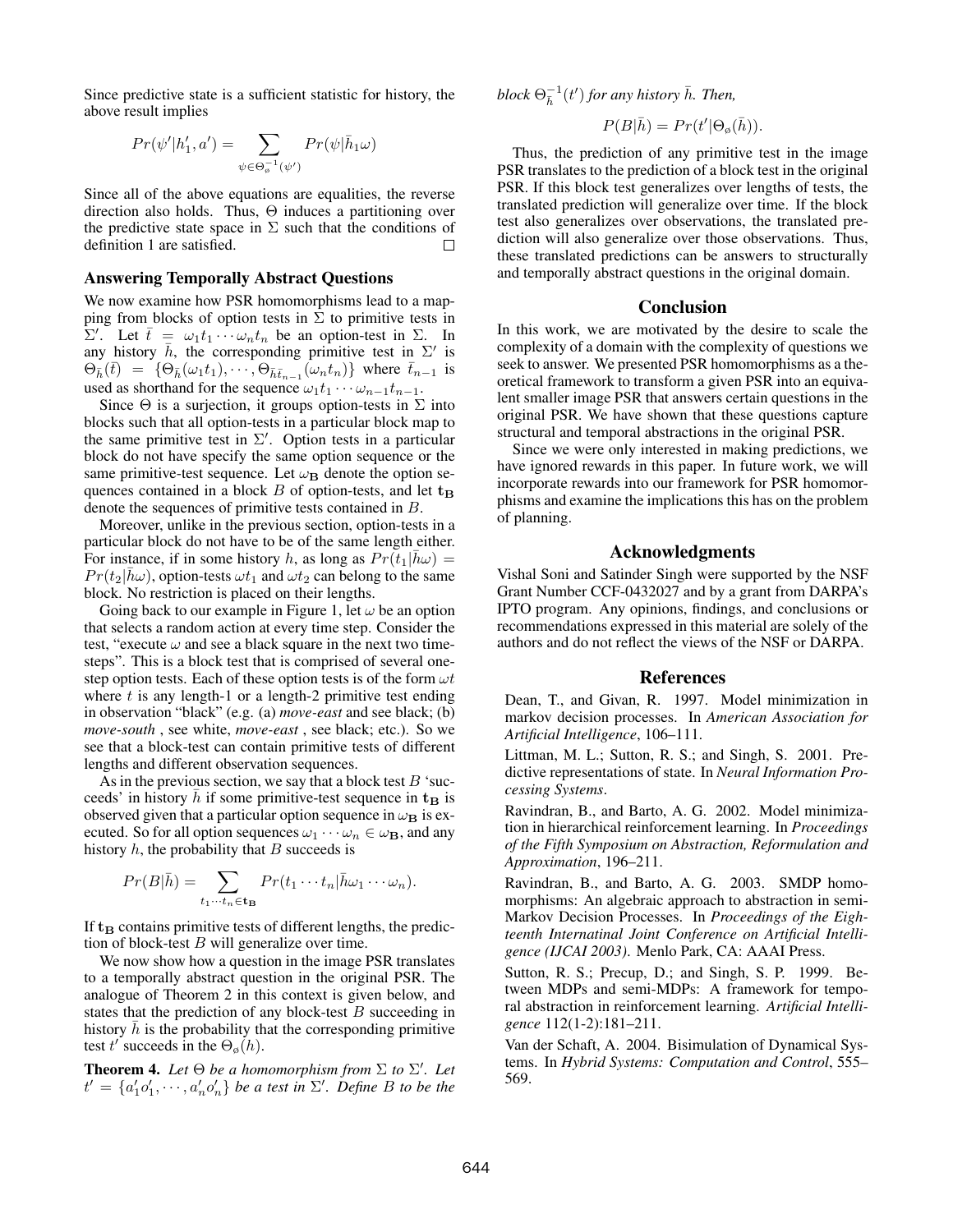Since predictive state is a sufficient statistic for history, the above result implies

$$Pr(\psi'|h'_1, a') = \sum_{\psi \in \Theta_\varnothing^{-1}(\psi')} Pr(\psi|\bar{h}_1\omega)$$

Since all of the above equations are equalities, the reverse direction also holds. Thus, $\Theta$ induces a partitioning over the predictive state space in $\Sigma$ such that the conditions of definition 1 are satisfied. □

### Answering Temporally Abstract Questions

We now examine how PSR homomorphisms lead to a mapping from blocks of option tests in $\Sigma$ to primitive tests in $\Sigma'$. Let $\bar{t} = \omega_1 t_1 \cdots \omega_n t_n$ be an option-test in $\Sigma$. In any history $\bar{h}$, the corresponding primitive test in $\Sigma'$ is $\Theta_{\bar{h}}(\bar{t}) = \{\Theta_{\bar{h}}(\omega_1 t_1), \cdots, \Theta_{\bar{h}\bar{t}_{n-1}}(\omega_n t_n)\}$ where $\bar{t}_{n-1}$ is used as shorthand for the sequence $\omega_1 t_1 \cdots \omega_{n-1} t_{n-1}$.

Since $\Theta$ is a surjection, it groups option-tests in $\Sigma$ into blocks such that all option-tests in a particular block map to the same primitive test in $\Sigma'$. Option tests in a particular block do not have specify the same option sequence or the same primitive-test sequence. Let $\omega_\mathbf{B}$ denote the option sequences contained in a block $B$ of option-tests, and let $\mathbf{t_B}$ denote the sequences of primitive tests contained in $B$.

Moreover, unlike in the previous section, option-tests in a particular block do not have to be of the same length either. For instance, if in some history $h$, as long as $Pr(t_1|\bar{h}\omega) = Pr(t_2|\bar{h}\omega)$, option-tests $\omega t_1$ and $\omega t_2$ can belong to the same block. No restriction is placed on their lengths.

Going back to our example in Figure 1, let $\omega$ be an option that selects a random action at every time step. Consider the test, "execute $\omega$ and see a black square in the next two timesteps". This is a block test that is comprised of several one-step option tests. Each of these option tests is of the form $\omega t$ where $t$ is any length-1 or a length-2 primitive test ending in observation "black" (e.g. (a) *move-east* and see black; (b) *move-south* , see white, *move-east* , see black; etc.). So we see that a block-test can contain primitive tests of different lengths and different observation sequences.

As in the previous section, we say that a block test $B$ 'succeeds' in history $\bar{h}$ if some primitive-test sequence in $\mathbf{t_B}$ is observed given that a particular option sequence in $\omega_\mathbf{B}$ is executed. So for all option sequences $\omega_1 \cdots \omega_n \in \omega_\mathbf{B}$, and any history $h$, the probability that $B$ succeeds is

$$Pr(B|\bar{h}) = \sum_{t_1 \cdots t_n \in \mathbf{t_B}} Pr(t_1 \cdots t_n|\bar{h}\omega_1 \cdots \omega_n).$$

If $\mathbf{t_B}$ contains primitive tests of different lengths, the prediction of block-test $B$ will generalize over time.

We now show how a question in the image PSR translates to a temporally abstract question in the original PSR. The analogue of Theorem 2 in this context is given below, and states that the prediction of any block-test $B$ succeeding in history $\bar{h}$ is the probability that the corresponding primitive test $t'$ succeeds in the $\Theta_\varnothing(h)$.

**Theorem 4.** *Let $\Theta$ be a homomorphism from $\Sigma$ to $\Sigma'$. Let $t' = \{a'_1 o'_1, \cdots, a'_n o'_n\}$ be a test in $\Sigma'$. Define $B$ to be the block $\Theta_{\bar{h}}^{-1}(t')$ for any history $\bar{h}$. Then,*

$$P(B|\bar{h}) = Pr(t'|\Theta_\varnothing(\bar{h})).$$

Thus, the prediction of any primitive test in the image PSR translates to the prediction of a block test in the original PSR. If this block test generalizes over lengths of tests, the translated prediction will generalize over time. If the block test also generalizes over observations, the translated prediction will also generalize over those observations. Thus, these translated predictions can be answers to structurally and temporally abstract questions in the original domain.

## Conclusion

In this work, we are motivated by the desire to scale the complexity of a domain with the complexity of questions we seek to answer. We presented PSR homomorphisms as a theoretical framework to transform a given PSR into an equivalent smaller image PSR that answers certain questions in the original PSR. We have shown that these questions capture structural and temporal abstractions in the original PSR.

Since we were only interested in making predictions, we have ignored rewards in this paper. In future work, we will incorporate rewards into our framework for PSR homomorphisms and examine the implications this has on the problem of planning.

## Acknowledgments

Vishal Soni and Satinder Singh were supported by the NSF Grant Number CCF-0432027 and by a grant from DARPA's IPTO program. Any opinions, findings, and conclusions or recommendations expressed in this material are solely of the authors and do not reflect the views of the NSF or DARPA.

## References

Dean, T., and Givan, R. 1997. Model minimization in markov decision processes. In *American Association for Artificial Intelligence*, 106–111.

Littman, M. L.; Sutton, R. S.; and Singh, S. 2001. Predictive representations of state. In *Neural Information Processing Systems*.

Ravindran, B., and Barto, A. G. 2002. Model minimization in hierarchical reinforcement learning. In *Proceedings of the Fifth Symposium on Abstraction, Reformulation and Approximation*, 196–211.

Ravindran, B., and Barto, A. G. 2003. SMDP homomorphisms: An algebraic approach to abstraction in semi-Markov Decision Processes. In *Proceedings of the Eighteenth Internatinal Joint Conference on Artificial Intelligence (IJCAI 2003)*. Menlo Park, CA: AAAI Press.

Sutton, R. S.; Precup, D.; and Singh, S. P. 1999. Between MDPs and semi-MDPs: A framework for temporal abstraction in reinforcement learning. *Artificial Intelligence* 112(1-2):181–211.

Van der Schaft, A. 2004. Bisimulation of Dynamical Systems. In *Hybrid Systems: Computation and Control*, 555–569.